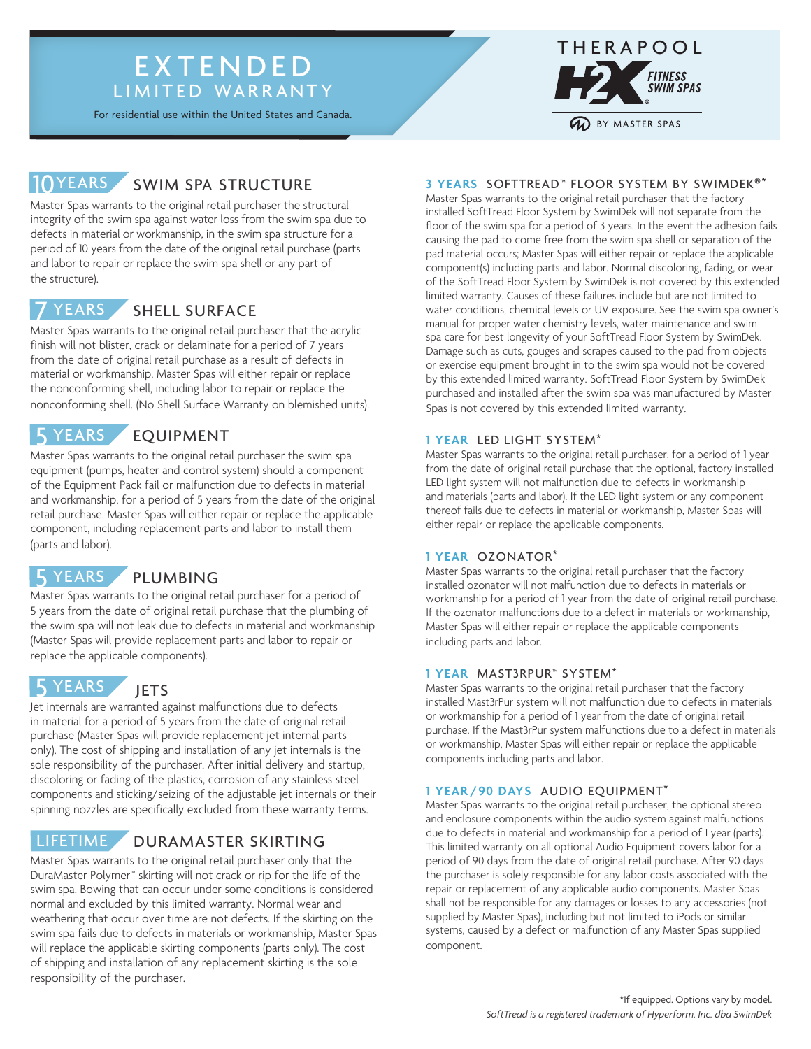# EXTENDED LIMITED WARRANTY

For residential use within the United States and Canada.

THERAPOOL H2X FITNESS SWIM SPAS BY MASTER SPAS

## 10 YEARS SWIM SPA STRUCTURE

Master Spas warrants to the original retail purchaser the structural integrity of the swim spa against water loss from the swim spa due to defects in material or workmanship, in the swim spa structure for a period of 10 years from the date of the original retail purchase (parts and labor to repair or replace the swim spa shell or any part of the structure).

## 7 YEARS SHELL SURFACE

Master Spas warrants to the original retail purchaser that the acrylic finish will not blister, crack or delaminate for a period of 7 years from the date of original retail purchase as a result of defects in material or workmanship. Master Spas will either repair or replace the nonconforming shell, including labor to repair or replace the nonconforming shell. (No Shell Surface Warranty on blemished units).

## 5 YEARS EQUIPMENT

Master Spas warrants to the original retail purchaser the swim spa equipment (pumps, heater and control system) should a component of the Equipment Pack fail or malfunction due to defects in material and workmanship, for a period of 5 years from the date of the original retail purchase. Master Spas will either repair or replace the applicable component, including replacement parts and labor to install them (parts and labor).

## 5 YEARS PLUMBING

Master Spas warrants to the original retail purchaser for a period of 5 years from the date of original retail purchase that the plumbing of the swim spa will not leak due to defects in material and workmanship (Master Spas will provide replacement parts and labor to repair or replace the applicable components).

## 5 YEARS JETS

Jet internals are warranted against malfunctions due to defects in material for a period of 5 years from the date of original retail purchase (Master Spas will provide replacement jet internal parts only). The cost of shipping and installation of any jet internals is the sole responsibility of the purchaser. After initial delivery and startup, discoloring or fading of the plastics, corrosion of any stainless steel components and sticking/seizing of the adjustable jet internals or their spinning nozzles are specifically excluded from these warranty terms.

## LIFETIME DURAMASTER SKIRTING

Master Spas warrants to the original retail purchaser only that the DuraMaster Polymer™ skirting will not crack or rip for the life of the swim spa. Bowing that can occur under some conditions is considered normal and excluded by this limited warranty. Normal wear and weathering that occur over time are not defects. If the skirting on the swim spa fails due to defects in materials or workmanship, Master Spas will replace the applicable skirting components (parts only). The cost of shipping and installation of any replacement skirting is the sole responsibility of the purchaser.

## 3 YEARS SOFTTREAD™ FLOOR SYSTEM BY SWIMDEK®*

Master Spas warrants to the original retail purchaser that the factory installed SoftTread Floor System by SwimDek will not separate from the floor of the swim spa for a period of 3 years. In the event the adhesion fails causing the pad to come free from the swim spa shell or separation of the pad material occurs; Master Spas will either repair or replace the applicable component(s) including parts and labor. Normal discoloring, fading, or wear of the SoftTread Floor System by SwimDek is not covered by this extended limited warranty. Causes of these failures include but are not limited to water conditions, chemical levels or UV exposure. See the swim spa owner's manual for proper water chemistry levels, water maintenance and swim spa care for best longevity of your SoftTread Floor System by SwimDek. Damage such as cuts, gouges and scrapes caused to the pad from objects or exercise equipment brought in to the swim spa would not be covered by this extended limited warranty. SoftTread Floor System by SwimDek purchased and installed after the swim spa was manufactured by Master Spas is not covered by this extended limited warranty.

## 1 YEAR LED LIGHT SYSTEM*

Master Spas warrants to the original retail purchaser, for a period of 1 year from the date of original retail purchase that the optional, factory installed LED light system will not malfunction due to defects in workmanship and materials (parts and labor). If the LED light system or any component thereof fails due to defects in material or workmanship, Master Spas will either repair or replace the applicable components.

## 1 YEAR OZONATOR*

Master Spas warrants to the original retail purchaser that the factory installed ozonator will not malfunction due to defects in materials or workmanship for a period of 1 year from the date of original retail purchase. If the ozonator malfunctions due to a defect in materials or workmanship, Master Spas will either repair or replace the applicable components including parts and labor.

## 1 YEAR MAST3RPUR™ SYSTEM*

Master Spas warrants to the original retail purchaser that the factory installed Mast3rPur system will not malfunction due to defects in materials or workmanship for a period of 1 year from the date of original retail purchase. If the Mast3rPur system malfunctions due to a defect in materials or workmanship, Master Spas will either repair or replace the applicable components including parts and labor.

## 1 YEAR/90 DAYS AUDIO EQUIPMENT*

Master Spas warrants to the original retail purchaser, the optional stereo and enclosure components within the audio system against malfunctions due to defects in material and workmanship for a period of 1 year (parts). This limited warranty on all optional Audio Equipment covers labor for a period of 90 days from the date of original retail purchase. After 90 days the purchaser is solely responsible for any labor costs associated with the repair or replacement of any applicable audio components. Master Spas shall not be responsible for any damages or losses to any accessories (not supplied by Master Spas), including but not limited to iPods or similar systems, caused by a defect or malfunction of any Master Spas supplied component.

*If equipped. Options vary by model.

*SoftTread is a registered trademark of Hyperform, Inc. dba SwimDek*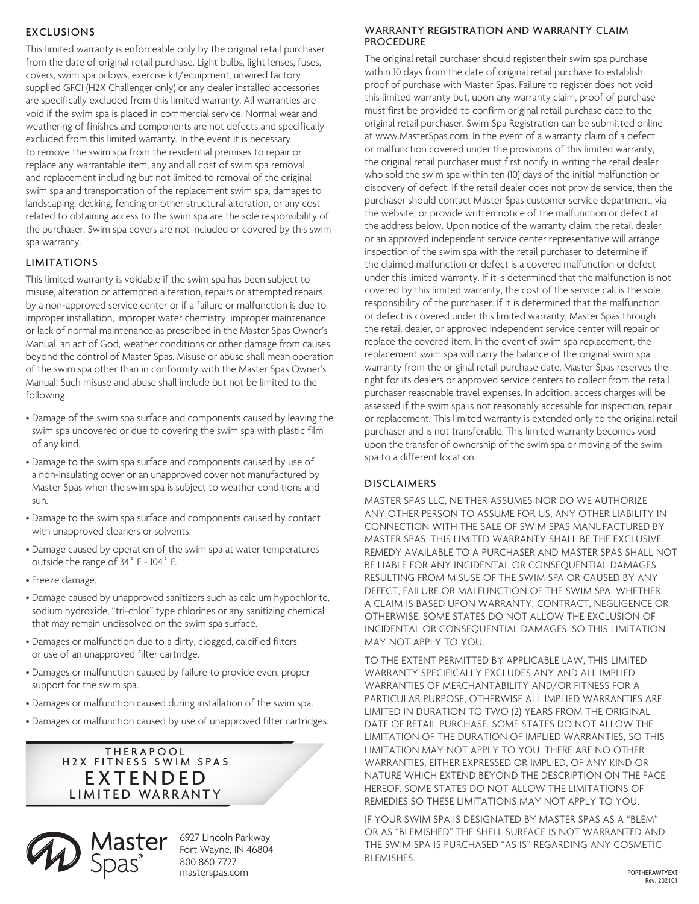## EXCLUSIONS

This limited warranty is enforceable only by the original retail purchaser from the date of original retail purchase. Light bulbs, light lenses, fuses, covers, swim spa pillows, exercise kit/equipment, unwired factory supplied GFCI (H2X Challenger only) or any dealer installed accessories are specifically excluded from this limited warranty. All warranties are void if the swim spa is placed in commercial service. Normal wear and weathering of finishes and components are not defects and specifically excluded from this limited warranty. In the event it is necessary to remove the swim spa from the residential premises to repair or replace any warrantable item, any and all cost of swim spa removal and replacement including but not limited to removal of the original swim spa and transportation of the replacement swim spa, damages to landscaping, decking, fencing or other structural alteration, or any cost related to obtaining access to the swim spa are the sole responsibility of the purchaser. Swim spa covers are not included or covered by this swim spa warranty.

## LIMITATIONS

This limited warranty is voidable if the swim spa has been subject to misuse, alteration or attempted alteration, repairs or attempted repairs by a non-approved service center or if a failure or malfunction is due to improper installation, improper water chemistry, improper maintenance or lack of normal maintenance as prescribed in the Master Spas Owner's Manual, an act of God, weather conditions or other damage from causes beyond the control of Master Spas. Misuse or abuse shall mean operation of the swim spa other than in conformity with the Master Spas Owner's Manual. Such misuse and abuse shall include but not be limited to the following:

- Damage of the swim spa surface and components caused by leaving the swim spa uncovered or due to covering the swim spa with plastic film of any kind.
- Damage to the swim spa surface and components caused by use of a non-insulating cover or an unapproved cover not manufactured by Master Spas when the swim spa is subject to weather conditions and sun.
- Damage to the swim spa surface and components caused by contact with unapproved cleaners or solvents.
- Damage caused by operation of the swim spa at water temperatures outside the range of 34˚ F - 104˚ F.
- Freeze damage.
- Damage caused by unapproved sanitizers such as calcium hypochlorite, sodium hydroxide, "tri-chlor" type chlorines or any sanitizing chemical that may remain undissolved on the swim spa surface.
- Damages or malfunction due to a dirty, clogged, calcified filters or use of an unapproved filter cartridge.
- Damages or malfunction caused by failure to provide even, proper support for the swim spa.
- Damages or malfunction caused during installation of the swim spa.
- Damages or malfunction caused by use of unapproved filter cartridges.

THERAPOOL
H2X FITNESS SWIM SPAS
EXTENDED
LIMITED WARRANTY

Master Spas®
6927 Lincoln Parkway
Fort Wayne, IN 46804
800 860 7727
masterspas.com

## WARRANTY REGISTRATION AND WARRANTY CLAIM PROCEDURE

The original retail purchaser should register their swim spa purchase within 10 days from the date of original retail purchase to establish proof of purchase with Master Spas. Failure to register does not void this limited warranty but, upon any warranty claim, proof of purchase must first be provided to confirm original retail purchase date to the original retail purchaser. Swim Spa Registration can be submitted online at www.MasterSpas.com. In the event of a warranty claim of a defect or malfunction covered under the provisions of this limited warranty, the original retail purchaser must first notify in writing the retail dealer who sold the swim spa within ten (10) days of the initial malfunction or discovery of defect. If the retail dealer does not provide service, then the purchaser should contact Master Spas customer service department, via the website, or provide written notice of the malfunction or defect at the address below. Upon notice of the warranty claim, the retail dealer or an approved independent service center representative will arrange inspection of the swim spa with the retail purchaser to determine if the claimed malfunction or defect is a covered malfunction or defect under this limited warranty. If it is determined that the malfunction is not covered by this limited warranty, the cost of the service call is the sole responsibility of the purchaser. If it is determined that the malfunction or defect is covered under this limited warranty, Master Spas through the retail dealer, or approved independent service center will repair or replace the covered item. In the event of swim spa replacement, the replacement swim spa will carry the balance of the original swim spa warranty from the original retail purchase date. Master Spas reserves the right for its dealers or approved service centers to collect from the retail purchaser reasonable travel expenses. In addition, access charges will be assessed if the swim spa is not reasonably accessible for inspection, repair or replacement. This limited warranty is extended only to the original retail purchaser and is not transferable. This limited warranty becomes void upon the transfer of ownership of the swim spa or moving of the swim spa to a different location.

## DISCLAIMERS

MASTER SPAS LLC, NEITHER ASSUMES NOR DO WE AUTHORIZE ANY OTHER PERSON TO ASSUME FOR US, ANY OTHER LIABILITY IN CONNECTION WITH THE SALE OF SWIM SPAS MANUFACTURED BY MASTER SPAS. THIS LIMITED WARRANTY SHALL BE THE EXCLUSIVE REMEDY AVAILABLE TO A PURCHASER AND MASTER SPAS SHALL NOT BE LIABLE FOR ANY INCIDENTAL OR CONSEQUENTIAL DAMAGES RESULTING FROM MISUSE OF THE SWIM SPA OR CAUSED BY ANY DEFECT, FAILURE OR MALFUNCTION OF THE SWIM SPA, WHETHER A CLAIM IS BASED UPON WARRANTY, CONTRACT, NEGLIGENCE OR OTHERWISE. SOME STATES DO NOT ALLOW THE EXCLUSION OF INCIDENTAL OR CONSEQUENTIAL DAMAGES, SO THIS LIMITATION MAY NOT APPLY TO YOU.

TO THE EXTENT PERMITTED BY APPLICABLE LAW, THIS LIMITED WARRANTY SPECIFICALLY EXCLUDES ANY AND ALL IMPLIED WARRANTIES OF MERCHANTABILITY AND/OR FITNESS FOR A PARTICULAR PURPOSE, OTHERWISE ALL IMPLIED WARRANTIES ARE LIMITED IN DURATION TO TWO (2) YEARS FROM THE ORIGINAL DATE OF RETAIL PURCHASE. SOME STATES DO NOT ALLOW THE LIMITATION OF THE DURATION OF IMPLIED WARRANTIES, SO THIS LIMITATION MAY NOT APPLY TO YOU. THERE ARE NO OTHER WARRANTIES, EITHER EXPRESSED OR IMPLIED, OF ANY KIND OR NATURE WHICH EXTEND BEYOND THE DESCRIPTION ON THE FACE HEREOF. SOME STATES DO NOT ALLOW THE LIMITATIONS OF REMEDIES SO THESE LIMITATIONS MAY NOT APPLY TO YOU.

IF YOUR SWIM SPA IS DESIGNATED BY MASTER SPAS AS A "BLEM" OR AS "BLEMISHED" THE SHELL SURFACE IS NOT WARRANTED AND THE SWIM SPA IS PURCHASED "AS IS" REGARDING ANY COSMETIC BLEMISHES.

POPTHERAWTYEXT
Rev. 202101